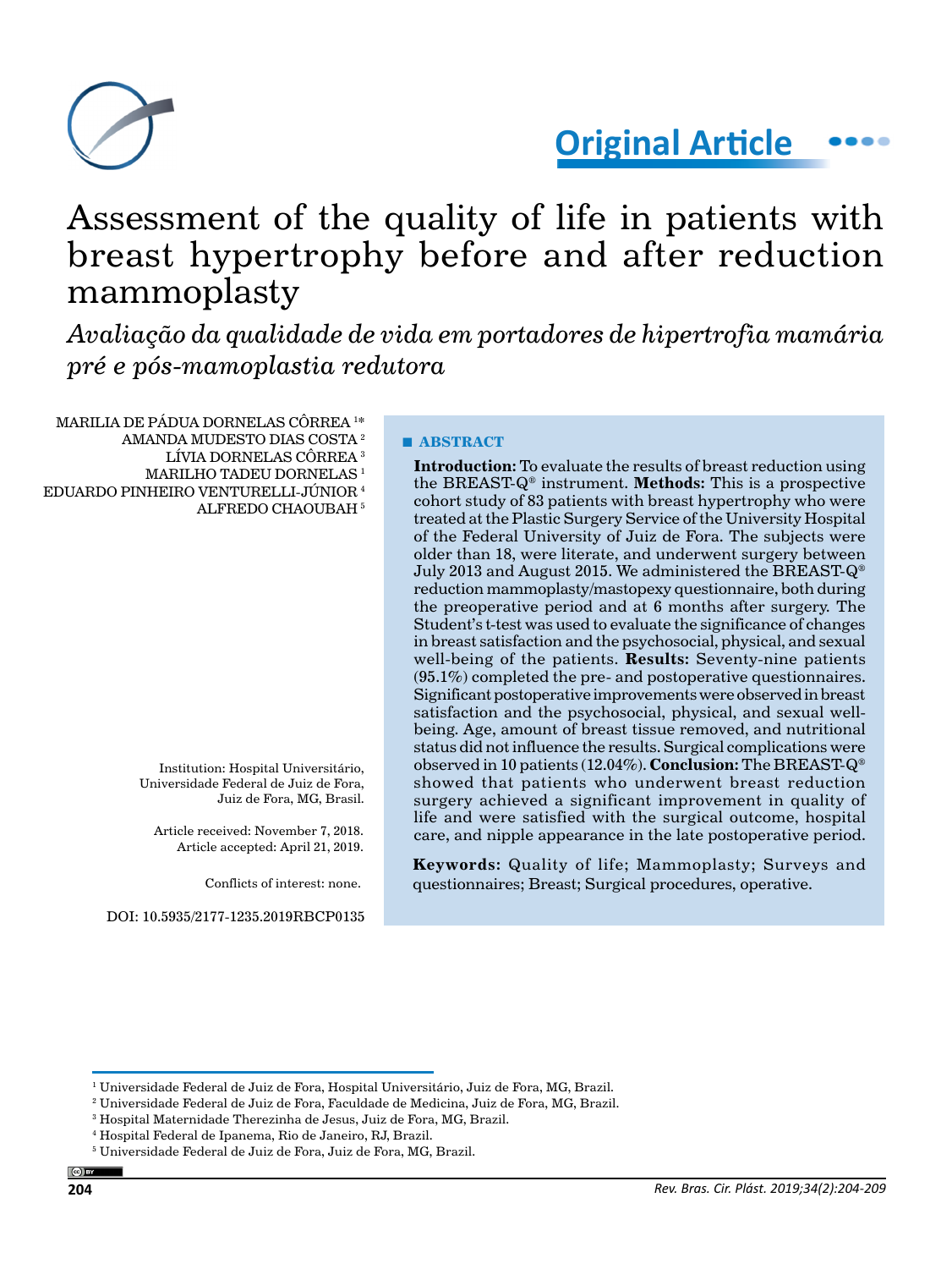Original Article

# Assessment of the quality of life in patients with breast hypertrophy before and after reduction mammoplasty

*Avaliação da qualidade de vida em portadores de hipertrofia mamária pré e pós-mamoplastia redutora*

MARILIA DE PÁDUA DORNELAS CÔRREA [1]*
AMANDA MUDESTO DIAS COSTA [2]
LÍVIA DORNELAS CÔRREA [3]
MARILHO TADEU DORNELAS [1]
EDUARDO PINHEIRO VENTURELLI-JÚNIOR [4]
ALFREDO CHAOUBAH [5]

Institution: Hospital Universitário, Universidade Federal de Juiz de Fora, Juiz de Fora, MG, Brasil.

Article received: November 7, 2018.
Article accepted: April 21, 2019.

Conflicts of interest: none.

DOI: 10.5935/2177-1235.2019RBCP0135

## ABSTRACT

**Introduction:** To evaluate the results of breast reduction using the BREAST-Q® instrument. **Methods:** This is a prospective cohort study of 83 patients with breast hypertrophy who were treated at the Plastic Surgery Service of the University Hospital of the Federal University of Juiz de Fora. The subjects were older than 18, were literate, and underwent surgery between July 2013 and August 2015. We administered the BREAST-Q® reduction mammoplasty/mastopexy questionnaire, both during the preoperative period and at 6 months after surgery. The Student's t-test was used to evaluate the significance of changes in breast satisfaction and the psychosocial, physical, and sexual well-being of the patients. **Results:** Seventy-nine patients (95.1%) completed the pre- and postoperative questionnaires. Significant postoperative improvements were observed in breast satisfaction and the psychosocial, physical, and sexual well-being. Age, amount of breast tissue removed, and nutritional status did not influence the results. Surgical complications were observed in 10 patients (12.04%). **Conclusion:** The BREAST-Q® showed that patients who underwent breast reduction surgery achieved a significant improvement in quality of life and were satisfied with the surgical outcome, hospital care, and nipple appearance in the late postoperative period.

**Keywords:** Quality of life; Mammoplasty; Surveys and questionnaires; Breast; Surgical procedures, operative.

---

[1] Universidade Federal de Juiz de Fora, Hospital Universitário, Juiz de Fora, MG, Brazil.
[2] Universidade Federal de Juiz de Fora, Faculdade de Medicina, Juiz de Fora, MG, Brazil.
[3] Hospital Maternidade Therezinha de Jesus, Juiz de Fora, MG, Brazil.
[4] Hospital Federal de Ipanema, Rio de Janeiro, RJ, Brazil.
[5] Universidade Federal de Juiz de Fora, Juiz de Fora, MG, Brazil.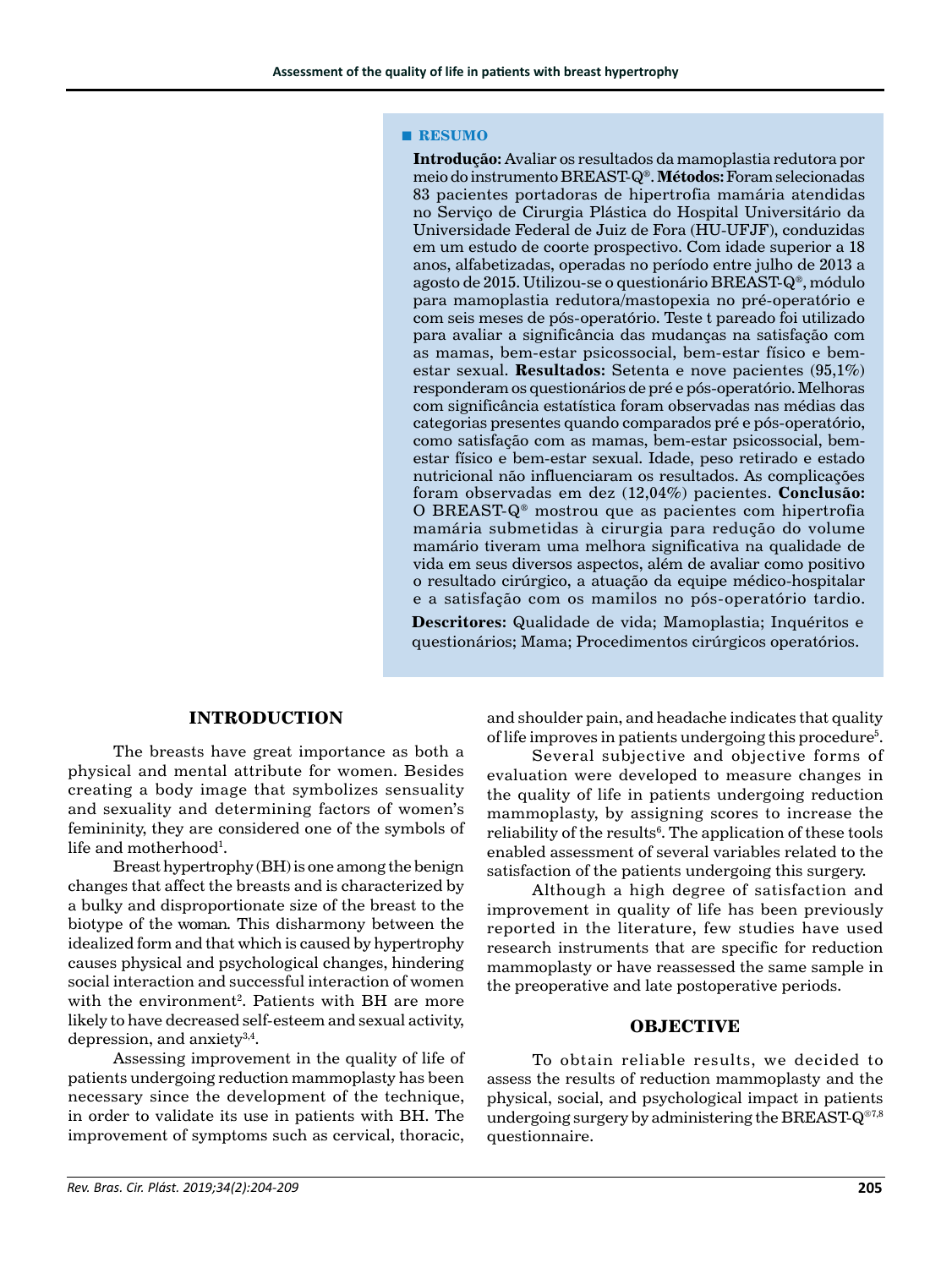## RESUMO

**Introdução:** Avaliar os resultados da mamoplastia redutora por meio do instrumento BREAST-Q®. **Métodos:** Foram selecionadas 83 pacientes portadoras de hipertrofia mamária atendidas no Serviço de Cirurgia Plástica do Hospital Universitário da Universidade Federal de Juiz de Fora (HU-UFJF), conduzidas em um estudo de coorte prospectivo. Com idade superior a 18 anos, alfabetizadas, operadas no período entre julho de 2013 a agosto de 2015. Utilizou-se o questionário BREAST-Q®, módulo para mamoplastia redutora/mastopexia no pré-operatório e com seis meses de pós-operatório. Teste t pareado foi utilizado para avaliar a significância das mudanças na satisfação com as mamas, bem-estar psicossocial, bem-estar físico e bem-estar sexual. **Resultados:** Setenta e nove pacientes (95,1%) responderam os questionários de pré e pós-operatório. Melhoras com significância estatística foram observadas nas médias das categorias presentes quando comparados pré e pós-operatório, como satisfação com as mamas, bem-estar psicossocial, bem-estar físico e bem-estar sexual. Idade, peso retirado e estado nutricional não influenciaram os resultados. As complicações foram observadas em dez (12,04%) pacientes. **Conclusão:** O BREAST-Q® mostrou que as pacientes com hipertrofia mamária submetidas à cirurgia para redução do volume mamário tiveram uma melhora significativa na qualidade de vida em seus diversos aspectos, além de avaliar como positivo o resultado cirúrgico, a atuação da equipe médico-hospitalar e a satisfação com os mamilos no pós-operatório tardio.

**Descritores:** Qualidade de vida; Mamoplastia; Inquéritos e questionários; Mama; Procedimentos cirúrgicos operatórios.

## INTRODUCTION

The breasts have great importance as both a physical and mental attribute for women. Besides creating a body image that symbolizes sensuality and sexuality and determining factors of women's femininity, they are considered one of the symbols of life and motherhood[1].

Breast hypertrophy (BH) is one among the benign changes that affect the breasts and is characterized by a bulky and disproportionate size of the breast to the biotype of the woman. This disharmony between the idealized form and that which is caused by hypertrophy causes physical and psychological changes, hindering social interaction and successful interaction of women with the environment[2]. Patients with BH are more likely to have decreased self-esteem and sexual activity, depression, and anxiety[3,4].

Assessing improvement in the quality of life of patients undergoing reduction mammoplasty has been necessary since the development of the technique, in order to validate its use in patients with BH. The improvement of symptoms such as cervical, thoracic, and shoulder pain, and headache indicates that quality of life improves in patients undergoing this procedure[5].

Several subjective and objective forms of evaluation were developed to measure changes in the quality of life in patients undergoing reduction mammoplasty, by assigning scores to increase the reliability of the results[6]. The application of these tools enabled assessment of several variables related to the satisfaction of the patients undergoing this surgery.

Although a high degree of satisfaction and improvement in quality of life has been previously reported in the literature, few studies have used research instruments that are specific for reduction mammoplasty or have reassessed the same sample in the preoperative and late postoperative periods.

## OBJECTIVE

To obtain reliable results, we decided to assess the results of reduction mammoplasty and the physical, social, and psychological impact in patients undergoing surgery by administering the BREAST-Q®[7,8] questionnaire.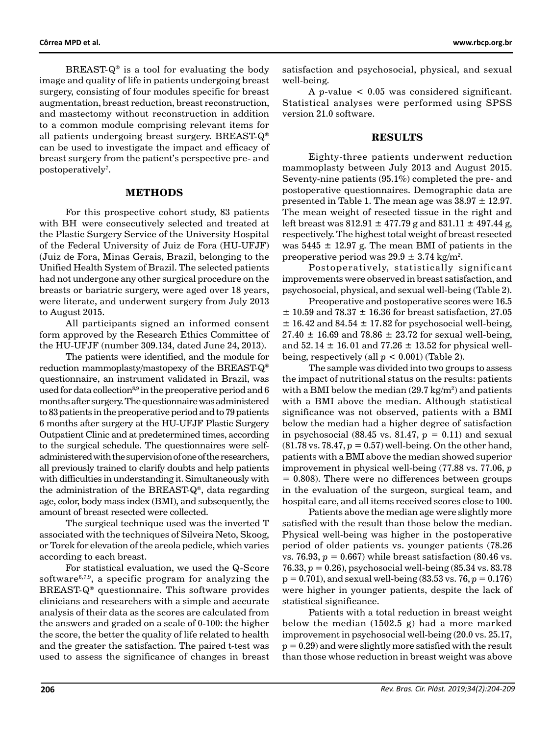BREAST-Q® is a tool for evaluating the body image and quality of life in patients undergoing breast surgery, consisting of four modules specific for breast augmentation, breast reduction, breast reconstruction, and mastectomy without reconstruction in addition to a common module comprising relevant items for all patients undergoing breast surgery. BREAST-Q® can be used to investigate the impact and efficacy of breast surgery from the patient's perspective pre- and postoperatively[7].

## METHODS

For this prospective cohort study, 83 patients with BH were consecutively selected and treated at the Plastic Surgery Service of the University Hospital of the Federal University of Juiz de Fora (HU-UFJF) (Juiz de Fora, Minas Gerais, Brazil, belonging to the Unified Health System of Brazil. The selected patients had not undergone any other surgical procedure on the breasts or bariatric surgery, were aged over 18 years, were literate, and underwent surgery from July 2013 to August 2015.

All participants signed an informed consent form approved by the Research Ethics Committee of the HU-UFJF (number 309.134, dated June 24, 2013).

The patients were identified, and the module for reduction mammoplasty/mastopexy of the BREAST-Q® questionnaire, an instrument validated in Brazil, was used for data collection[8,9] in the preoperative period and 6 months after surgery. The questionnaire was administered to 83 patients in the preoperative period and to 79 patients 6 months after surgery at the HU-UFJF Plastic Surgery Outpatient Clinic and at predetermined times, according to the surgical schedule. The questionnaires were self-administered with the supervision of one of the researchers, all previously trained to clarify doubts and help patients with difficulties in understanding it. Simultaneously with the administration of the BREAST-Q®, data regarding age, color, body mass index (BMI), and subsequently, the amount of breast resected were collected.

The surgical technique used was the inverted T associated with the techniques of Silveira Neto, Skoog, or Torek for elevation of the areola pedicle, which varies according to each breast.

For statistical evaluation, we used the Q-Score software[6,7,9], a specific program for analyzing the BREAST-Q® questionnaire. This software provides clinicians and researchers with a simple and accurate analysis of their data as the scores are calculated from the answers and graded on a scale of 0-100: the higher the score, the better the quality of life related to health and the greater the satisfaction. The paired t-test was used to assess the significance of changes in breast satisfaction and psychosocial, physical, and sexual well-being.

A *p*-value $< 0.05$ was considered significant. Statistical analyses were performed using SPSS version 21.0 software.

## RESULTS

Eighty-three patients underwent reduction mammoplasty between July 2013 and August 2015. Seventy-nine patients (95.1%) completed the pre- and postoperative questionnaires. Demographic data are presented in Table 1. The mean age was $38.97 \pm 12.97$. The mean weight of resected tissue in the right and left breast was $812.91 \pm 477.79$ g and $831.11 \pm 497.44$ g, respectively. The highest total weight of breast resected was $5445 \pm 12.97$ g. The mean BMI of patients in the preoperative period was $29.9 \pm 3.74$ kg/m$^2$.

Postoperatively, statistically significant improvements were observed in breast satisfaction, and psychosocial, physical, and sexual well-being (Table 2).

Preoperative and postoperative scores were $16.5 \pm 10.59$ and $78.37 \pm 16.36$ for breast satisfaction, $27.05 \pm 16.42$ and $84.54 \pm 17.82$ for psychosocial well-being, $27.40 \pm 16.69$ and $78.86 \pm 23.72$ for sexual well-being, and $52.14 \pm 16.01$ and $77.26 \pm 13.52$ for physical well-being, respectively (all $p < 0.001$) (Table 2).

The sample was divided into two groups to assess the impact of nutritional status on the results: patients with a BMI below the median (29.7 kg/m$^2$) and patients with a BMI above the median. Although statistical significance was not observed, patients with a BMI below the median had a higher degree of satisfaction in psychosocial (88.45 vs. 81.47, $p = 0.11$) and sexual (81.78 vs. 78.47, $p = 0.57$) well-being. On the other hand, patients with a BMI above the median showed superior improvement in physical well-being (77.88 vs. 77.06, $p = 0.808$). There were no differences between groups in the evaluation of the surgeon, surgical team, and hospital care, and all items received scores close to 100.

Patients above the median age were slightly more satisfied with the result than those below the median. Physical well-being was higher in the postoperative period of older patients vs. younger patients (78.26 vs. 76.93, $p = 0.667$) while breast satisfaction (80.46 vs. 76.33, $p = 0.26$), psychosocial well-being (85.34 vs. 83.78 $p = 0.701$), and sexual well-being (83.53 vs. 76, $p = 0.176$) were higher in younger patients, despite the lack of statistical significance.

Patients with a total reduction in breast weight below the median (1502.5 g) had a more marked improvement in psychosocial well-being (20.0 vs. 25.17, $p = 0.29$) and were slightly more satisfied with the result than those whose reduction in breast weight was above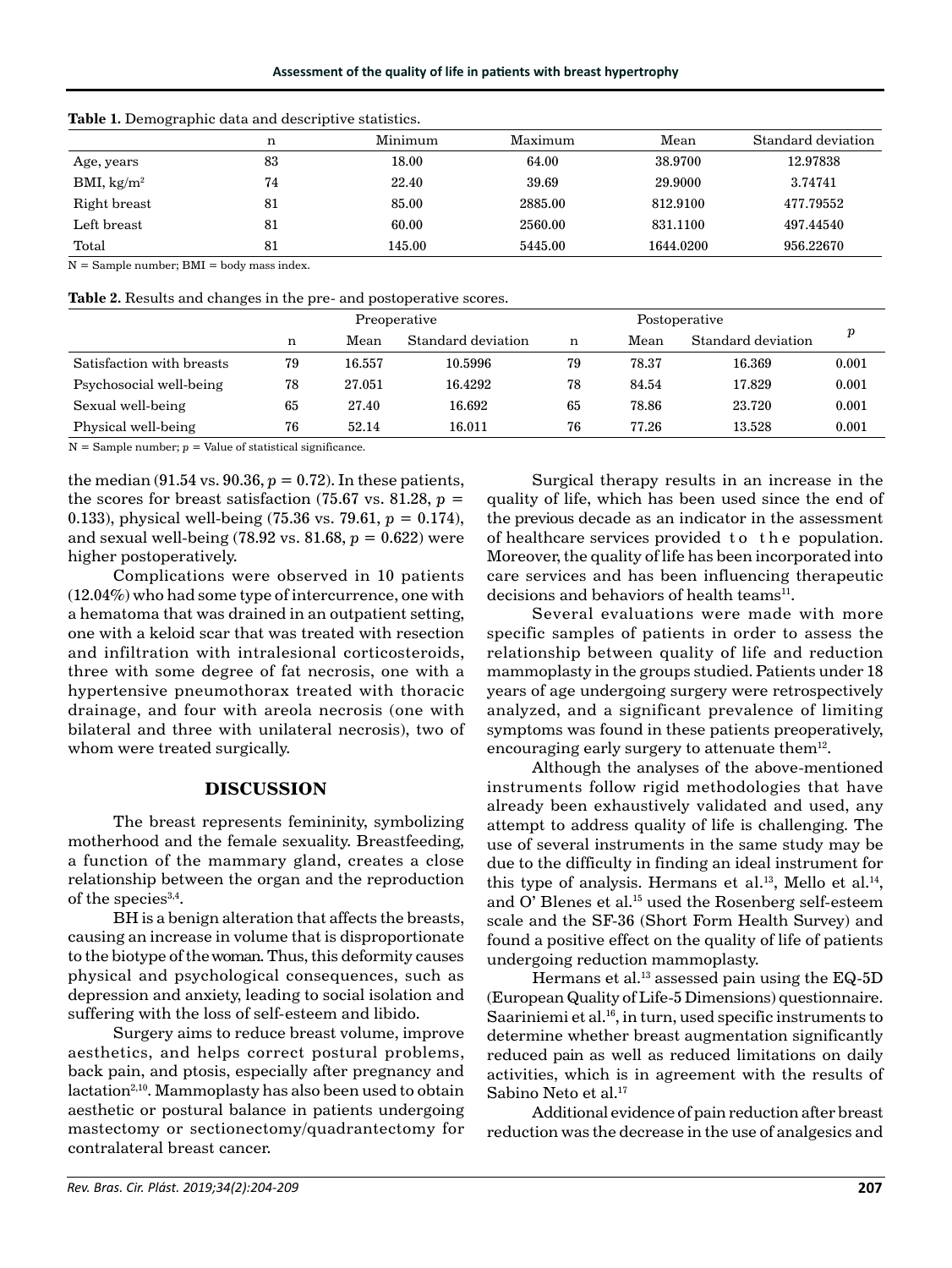**Table 1.** Demographic data and descriptive statistics.

| | n | Minimum | Maximum | Mean | Standard deviation |
|---|---|---|---|---|---|
| Age, years | 83 | 18.00 | 64.00 | 38.9700 | 12.97838 |
| BMI, $kg/m^2$ | 74 | 22.40 | 39.69 | 29.9000 | 3.74741 |
| Right breast | 81 | 85.00 | 2885.00 | 812.9100 | 477.79552 |
| Left breast | 81 | 60.00 | 2560.00 | 831.1100 | 497.44540 |
| Total | 81 | 145.00 | 5445.00 | 1644.0200 | 956.22670 |

N = Sample number; BMI = body mass index.

**Table 2.** Results and changes in the pre- and postoperative scores.

| | Preoperative | | | Postoperative | | | $p$ |
|---|---|---|---|---|---|---|---|
| | n | Mean | Standard deviation | n | Mean | Standard deviation | |
| Satisfaction with breasts | 79 | 16.557 | 10.5996 | 79 | 78.37 | 16.369 | 0.001 |
| Psychosocial well-being | 78 | 27.051 | 16.4292 | 78 | 84.54 | 17.829 | 0.001 |
| Sexual well-being | 65 | 27.40 | 16.692 | 65 | 78.86 | 23.720 | 0.001 |
| Physical well-being | 76 | 52.14 | 16.011 | 76 | 77.26 | 13.528 | 0.001 |

N = Sample number; $p$ = Value of statistical significance.

the median (91.54 vs. 90.36, $p = 0.72$). In these patients, the scores for breast satisfaction (75.67 vs. 81.28, $p = 0.133$), physical well-being (75.36 vs. 79.61, $p = 0.174$), and sexual well-being (78.92 vs. 81.68, $p = 0.622$) were higher postoperatively.

Complications were observed in 10 patients (12.04%) who had some type of intercurrence, one with a hematoma that was drained in an outpatient setting, one with a keloid scar that was treated with resection and infiltration with intralesional corticosteroids, three with some degree of fat necrosis, one with a hypertensive pneumothorax treated with thoracic drainage, and four with areola necrosis (one with bilateral and three with unilateral necrosis), two of whom were treated surgically.

## DISCUSSION

The breast represents femininity, symbolizing motherhood and the female sexuality. Breastfeeding, a function of the mammary gland, creates a close relationship between the organ and the reproduction of the species[3,4].

BH is a benign alteration that affects the breasts, causing an increase in volume that is disproportionate to the biotype of the woman. Thus, this deformity causes physical and psychological consequences, such as depression and anxiety, leading to social isolation and suffering with the loss of self-esteem and libido.

Surgery aims to reduce breast volume, improve aesthetics, and helps correct postural problems, back pain, and ptosis, especially after pregnancy and lactation[2,10]. Mammoplasty has also been used to obtain aesthetic or postural balance in patients undergoing mastectomy or sectionectomy/quadrantectomy for contralateral breast cancer.

Surgical therapy results in an increase in the quality of life, which has been used since the end of the previous decade as an indicator in the assessment of healthcare services provided to the population. Moreover, the quality of life has been incorporated into care services and has been influencing therapeutic decisions and behaviors of health teams[11].

Several evaluations were made with more specific samples of patients in order to assess the relationship between quality of life and reduction mammoplasty in the groups studied. Patients under 18 years of age undergoing surgery were retrospectively analyzed, and a significant prevalence of limiting symptoms was found in these patients preoperatively, encouraging early surgery to attenuate them[12].

Although the analyses of the above-mentioned instruments follow rigid methodologies that have already been exhaustively validated and used, any attempt to address quality of life is challenging. The use of several instruments in the same study may be due to the difficulty in finding an ideal instrument for this type of analysis. Hermans et al.[13], Mello et al.[14], and O' Blenes et al.[15] used the Rosenberg self-esteem scale and the SF-36 (Short Form Health Survey) and found a positive effect on the quality of life of patients undergoing reduction mammoplasty.

Hermans et al.[13] assessed pain using the EQ-5D (European Quality of Life-5 Dimensions) questionnaire. Saariniemi et al.[16], in turn, used specific instruments to determine whether breast augmentation significantly reduced pain as well as reduced limitations on daily activities, which is in agreement with the results of Sabino Neto et al.[17]

Additional evidence of pain reduction after breast reduction was the decrease in the use of analgesics and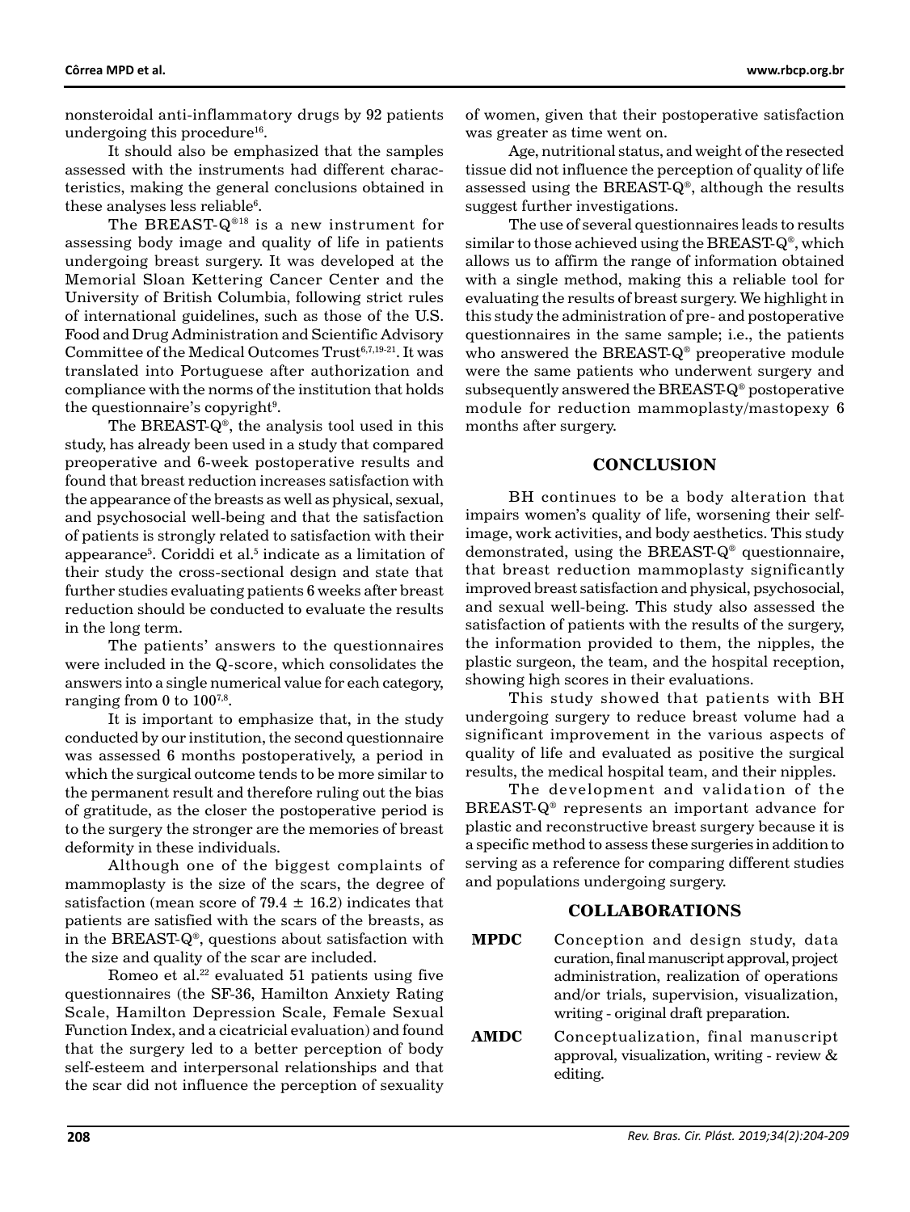nonsteroidal anti-inflammatory drugs by 92 patients undergoing this procedure[16].

It should also be emphasized that the samples assessed with the instruments had different characteristics, making the general conclusions obtained in these analyses less reliable[6].

The BREAST-Q®[18] is a new instrument for assessing body image and quality of life in patients undergoing breast surgery. It was developed at the Memorial Sloan Kettering Cancer Center and the University of British Columbia, following strict rules of international guidelines, such as those of the U.S. Food and Drug Administration and Scientific Advisory Committee of the Medical Outcomes Trust[6,7,19-21]. It was translated into Portuguese after authorization and compliance with the norms of the institution that holds the questionnaire's copyright[9].

The BREAST-Q®, the analysis tool used in this study, has already been used in a study that compared preoperative and 6-week postoperative results and found that breast reduction increases satisfaction with the appearance of the breasts as well as physical, sexual, and psychosocial well-being and that the satisfaction of patients is strongly related to satisfaction with their appearance[5]. Coriddi et al.[5] indicate as a limitation of their study the cross-sectional design and state that further studies evaluating patients 6 weeks after breast reduction should be conducted to evaluate the results in the long term.

The patients' answers to the questionnaires were included in the Q-score, which consolidates the answers into a single numerical value for each category, ranging from 0 to 100[7,8].

It is important to emphasize that, in the study conducted by our institution, the second questionnaire was assessed 6 months postoperatively, a period in which the surgical outcome tends to be more similar to the permanent result and therefore ruling out the bias of gratitude, as the closer the postoperative period is to the surgery the stronger are the memories of breast deformity in these individuals.

Although one of the biggest complaints of mammoplasty is the size of the scars, the degree of satisfaction (mean score of $79.4 \pm 16.2$) indicates that patients are satisfied with the scars of the breasts, as in the BREAST-Q®, questions about satisfaction with the size and quality of the scar are included.

Romeo et al.[22] evaluated 51 patients using five questionnaires (the SF-36, Hamilton Anxiety Rating Scale, Hamilton Depression Scale, Female Sexual Function Index, and a cicatricial evaluation) and found that the surgery led to a better perception of body self-esteem and interpersonal relationships and that the scar did not influence the perception of sexuality of women, given that their postoperative satisfaction was greater as time went on.

Age, nutritional status, and weight of the resected tissue did not influence the perception of quality of life assessed using the BREAST-Q®, although the results suggest further investigations.

The use of several questionnaires leads to results similar to those achieved using the BREAST-Q®, which allows us to affirm the range of information obtained with a single method, making this a reliable tool for evaluating the results of breast surgery. We highlight in this study the administration of pre- and postoperative questionnaires in the same sample; i.e., the patients who answered the BREAST-Q® preoperative module were the same patients who underwent surgery and subsequently answered the BREAST-Q® postoperative module for reduction mammoplasty/mastopexy 6 months after surgery.

## CONCLUSION

BH continues to be a body alteration that impairs women's quality of life, worsening their self-image, work activities, and body aesthetics. This study demonstrated, using the BREAST-Q® questionnaire, that breast reduction mammoplasty significantly improved breast satisfaction and physical, psychosocial, and sexual well-being. This study also assessed the satisfaction of patients with the results of the surgery, the information provided to them, the nipples, the plastic surgeon, the team, and the hospital reception, showing high scores in their evaluations.

This study showed that patients with BH undergoing surgery to reduce breast volume had a significant improvement in the various aspects of quality of life and evaluated as positive the surgical results, the medical hospital team, and their nipples.

The development and validation of the BREAST-Q® represents an important advance for plastic and reconstructive breast surgery because it is a specific method to assess these surgeries in addition to serving as a reference for comparing different studies and populations undergoing surgery.

## COLLABORATIONS

**MPDC** Conception and design study, data curation, final manuscript approval, project administration, realization of operations and/or trials, supervision, visualization, writing - original draft preparation.

**AMDC** Conceptualization, final manuscript approval, visualization, writing - review & editing.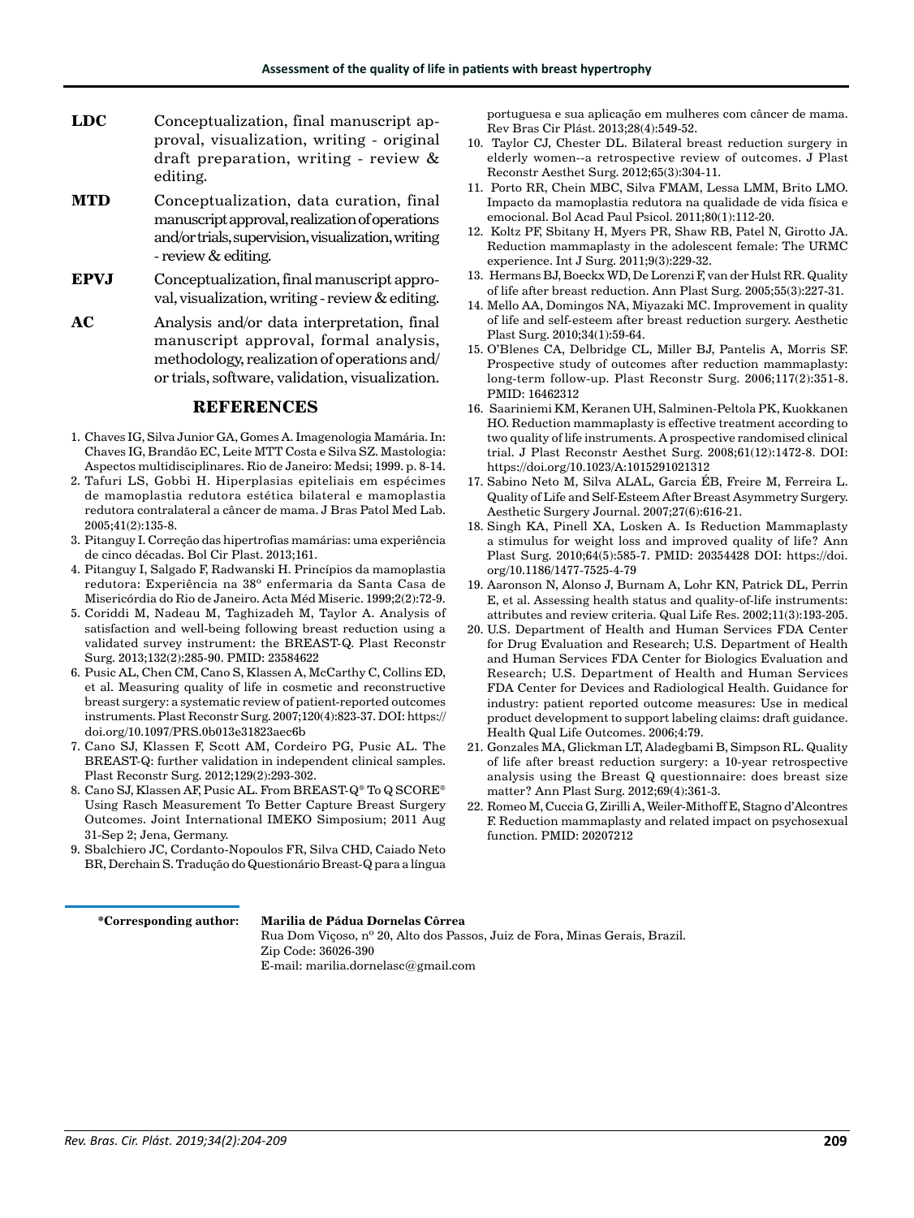**LDC** Conceptualization, final manuscript approval, visualization, writing - original draft preparation, writing - review & editing.

**MTD** Conceptualization, data curation, final manuscript approval, realization of operations and/or trials, supervision, visualization, writing - review & editing.

**EPVJ** Conceptualization, final manuscript approval, visualization, writing - review & editing.

**AC** Analysis and/or data interpretation, final manuscript approval, formal analysis, methodology, realization of operations and/or trials, software, validation, visualization.

## REFERENCES

1. Chaves IG, Silva Junior GA, Gomes A. Imagenologia Mamária. In: Chaves IG, Brandão EC, Leite MTT Costa e Silva SZ. Mastologia: Aspectos multidisciplinares. Rio de Janeiro: Medsi; 1999. p. 8-14.
2. Tafuri LS, Gobbi H. Hiperplasias epiteliais em espécimes de mamoplastia redutora estética bilateral e mamoplastia redutora contralateral a câncer de mama. J Bras Patol Med Lab. 2005;41(2):135-8.
3. Pitanguy I. Correção das hipertrofias mamárias: uma experiência de cinco décadas. Bol Cir Plast. 2013;161.
4. Pitanguy I, Salgado F, Radwanski H. Princípios da mamoplastia redutora: Experiência na 38º enfermaria da Santa Casa de Misericórdia do Rio de Janeiro. Acta Méd Miseric. 1999;2(2):72-9.
5. Coriddi M, Nadeau M, Taghizadeh M, Taylor A. Analysis of satisfaction and well-being following breast reduction using a validated survey instrument: the BREAST-Q. Plast Reconstr Surg. 2013;132(2):285-90. PMID: 23584622
6. Pusic AL, Chen CM, Cano S, Klassen A, McCarthy C, Collins ED, et al. Measuring quality of life in cosmetic and reconstructive breast surgery: a systematic review of patient-reported outcomes instruments. Plast Reconstr Surg. 2007;120(4):823-37. DOI: https://doi.org/10.1097/PRS.0b013e31823aec6b
7. Cano SJ, Klassen F, Scott AM, Cordeiro PG, Pusic AL. The BREAST-Q: further validation in independent clinical samples. Plast Reconstr Surg. 2012;129(2):293-302.
8. Cano SJ, Klassen AF, Pusic AL. From BREAST-Q® To Q SCORE® Using Rasch Measurement To Better Capture Breast Surgery Outcomes. Joint International IMEKO Simposium; 2011 Aug 31-Sep 2; Jena, Germany.
9. Sbalchiero JC, Cordanto-Nopoulos FR, Silva CHD, Caiado Neto BR, Derchain S. Tradução do Questionário Breast-Q para a língua portuguesa e sua aplicação em mulheres com câncer de mama. Rev Bras Cir Plást. 2013;28(4):549-52.
10. Taylor CJ, Chester DL. Bilateral breast reduction surgery in elderly women--a retrospective review of outcomes. J Plast Reconstr Aesthet Surg. 2012;65(3):304-11.
11. Porto RR, Chein MBC, Silva FMAM, Lessa LMM, Brito LMO. Impacto da mamoplastia redutora na qualidade de vida física e emocional. Bol Acad Paul Psicol. 2011;80(1):112-20.
12. Koltz PF, Sbitany H, Myers PR, Shaw RB, Patel N, Girotto JA. Reduction mammaplasty in the adolescent female: The URMC experience. Int J Surg. 2011;9(3):229-32.
13. Hermans BJ, Boeckx WD, De Lorenzi F, van der Hulst RR. Quality of life after breast reduction. Ann Plast Surg. 2005;55(3):227-31.
14. Mello AA, Domingos NA, Miyazaki MC. Improvement in quality of life and self-esteem after breast reduction surgery. Aesthetic Plast Surg. 2010;34(1):59-64.
15. O'Blenes CA, Delbridge CL, Miller BJ, Pantelis A, Morris SF. Prospective study of outcomes after reduction mammaplasty: long-term follow-up. Plast Reconstr Surg. 2006;117(2):351-8. PMID: 16462312
16. Saariniemi KM, Keranen UH, Salminen-Peltola PK, Kuokkanen HO. Reduction mammaplasty is effective treatment according to two quality of life instruments. A prospective randomised clinical trial. J Plast Reconstr Aesthet Surg. 2008;61(12):1472-8. DOI: https://doi.org/10.1023/A:1015291021312
17. Sabino Neto M, Silva ALAL, Garcia ÉB, Freire M, Ferreira L. Quality of Life and Self-Esteem After Breast Asymmetry Surgery. Aesthetic Surgery Journal. 2007;27(6):616-21.
18. Singh KA, Pinell XA, Losken A. Is Reduction Mammaplasty a stimulus for weight loss and improved quality of life? Ann Plast Surg. 2010;64(5):585-7. PMID: 20354428 DOI: https://doi.org/10.1186/1477-7525-4-79
19. Aaronson N, Alonso J, Burnam A, Lohr KN, Patrick DL, Perrin E, et al. Assessing health status and quality-of-life instruments: attributes and review criteria. Qual Life Res. 2002;11(3):193-205.
20. U.S. Department of Health and Human Services FDA Center for Drug Evaluation and Research; U.S. Department of Health and Human Services FDA Center for Biologics Evaluation and Research; U.S. Department of Health and Human Services FDA Center for Devices and Radiological Health. Guidance for industry: patient reported outcome measures: Use in medical product development to support labeling claims: draft guidance. Health Qual Life Outcomes. 2006;4:79.
21. Gonzales MA, Glickman LT, Aladegbami B, Simpson RL. Quality of life after breast reduction surgery: a 10-year retrospective analysis using the Breast Q questionnaire: does breast size matter? Ann Plast Surg. 2012;69(4):361-3.
22. Romeo M, Cuccia G, Zirilli A, Weiler-Mithoff E, Stagno d'Alcontres F. Reduction mammaplasty and related impact on psychosexual function. PMID: 20207212

**\*Corresponding author:** **Marilia de Pádua Dornelas Côrrea**
Rua Dom Viçoso, nº 20, Alto dos Passos, Juiz de Fora, Minas Gerais, Brazil.
Zip Code: 36026-390
E-mail: marilia.dornelasc@gmail.com